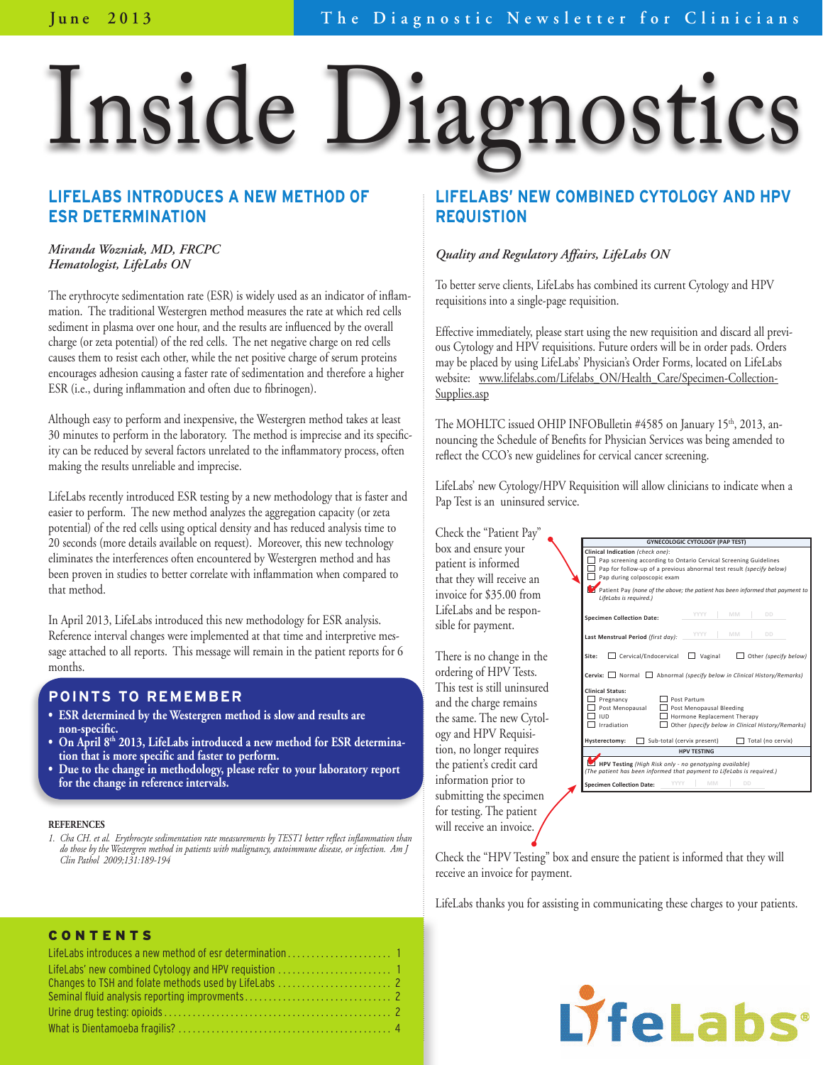June 2013 — The Diagnostic Newsletter for Clinicians

# Inside Diagnostics

## LIFELABS INTRODUCES A NEW METHOD OF ESR DETERMINATION

*Miranda Wozniak, MD, FRCPC*
*Hematologist, LifeLabs ON*

The erythrocyte sedimentation rate (ESR) is widely used as an indicator of inflammation. The traditional Westergren method measures the rate at which red cells sediment in plasma over one hour, and the results are influenced by the overall charge (or zeta potential) of the red cells. The net negative charge on red cells causes them to resist each other, while the net positive charge of serum proteins encourages adhesion causing a faster rate of sedimentation and therefore a higher ESR (i.e., during inflammation and often due to fibrinogen).

Although easy to perform and inexpensive, the Westergren method takes at least 30 minutes to perform in the laboratory. The method is imprecise and its specificity can be reduced by several factors unrelated to the inflammatory process, often making the results unreliable and imprecise.

LifeLabs recently introduced ESR testing by a new methodology that is faster and easier to perform. The new method analyzes the aggregation capacity (or zeta potential) of the red cells using optical density and has reduced analysis time to 20 seconds (more details available on request). Moreover, this new technology eliminates the interferences often encountered by Westergren method and has been proven in studies to better correlate with inflammation when compared to that method.

In April 2013, LifeLabs introduced this new methodology for ESR analysis. Reference interval changes were implemented at that time and interpretive message attached to all reports. This message will remain in the patient reports for 6 months.

### POINTS TO REMEMBER

- **ESR determined by the Westergren method is slow and results are non-specific.**
- **On April 8th 2013, LifeLabs introduced a new method for ESR determination that is more specific and faster to perform.**
- **Due to the change in methodology, please refer to your laboratory report for the change in reference intervals.**

#### REFERENCES

1. *Cha CH. et al. Erythrocyte sedimentation rate measurements by TEST1 better reflect inflammation than do those by the Westergren method in patients with malignancy, autoimmune disease, or infection. Am J Clin Pathol 2009;131:189-194*

## LIFELABS' NEW COMBINED CYTOLOGY AND HPV REQUISTION

*Quality and Regulatory Affairs, LifeLabs ON*

To better serve clients, LifeLabs has combined its current Cytology and HPV requisitions into a single-page requisition.

Effective immediately, please start using the new requisition and discard all previous Cytology and HPV requisitions. Future orders will be in order pads. Orders may be placed by using LifeLabs' Physician's Order Forms, located on LifeLabs website: www.lifelabs.com/Lifelabs_ON/Health_Care/Specimen-Collection-Supplies.asp

The MOHLTC issued OHIP INFOBulletin #4585 on January 15th, 2013, announcing the Schedule of Benefits for Physician Services was being amended to reflect the CCO's new guidelines for cervical cancer screening.

LifeLabs' new Cytology/HPV Requisition will allow clinicians to indicate when a Pap Test is an uninsured service.

Check the "Patient Pay" box and ensure your patient is informed that they will receive an invoice for $35.00 from LifeLabs and be responsible for payment.

There is no change in the ordering of HPV Tests. This test is still uninsured and the charge remains the same. The new Cytology and HPV Requisition, no longer requires the patient's credit card information prior to submitting the specimen for testing. The patient will receive an invoice.

**GYNECOLOGIC CYTOLOGY (PAP TEST)**

**Clinical Indication** *(check one)*:
- ☐ Pap screening according to Ontario Cervical Screening Guidelines
- ☐ Pap for follow-up of a previous abnormal test result *(specify below)*
- ☐ Pap during colposcopic exam
- ☑ Patient Pay *(none of the above; the patient has been informed that payment to LifeLabs is required.)*

**Specimen Collection Date:** YYYY | MM | DD

**Last Menstrual Period** *(first day)*: YYYY | MM | DD

**Site:** ☐ Cervical/Endocervical ☐ Vaginal ☐ Other *(specify below)*

**Cervix:** ☐ Normal ☐ Abnormal *(specify below in Clinical History/Remarks)*

**Clinical Status:**
- ☐ Pregnancy ☐ Post Partum
- ☐ Post Menopausal ☐ Post Menopausal Bleeding
- ☐ IUD ☐ Hormone Replacement Therapy
- ☐ Irradiation ☐ Other *(specify below in Clinical History/Remarks)*

**Hysterectomy:** ☐ Sub-total (cervix present) ☐ Total (no cervix)

**HPV TESTING**

☑ **HPV Testing** *(High Risk only - no genotyping available)*
*(The patient has been informed that payment to LifeLabs is required.)*

**Specimen Collection Date:** YYYY | MM | DD

Check the "HPV Testing" box and ensure the patient is informed that they will receive an invoice for payment.

LifeLabs thanks you for assisting in communicating these charges to your patients.

### CONTENTS

- LifeLabs introduces a new method of esr determination ..... 1
- LifeLabs' new combined Cytology and HPV requistion ..... 1
- Changes to TSH and folate methods used by LifeLabs ..... 2
- Seminal fluid analysis reporting improvments ..... 2
- Urine drug testing: opioids ..... 2
- What is Dientamoeba fragilis? ..... 4

LifeLabs®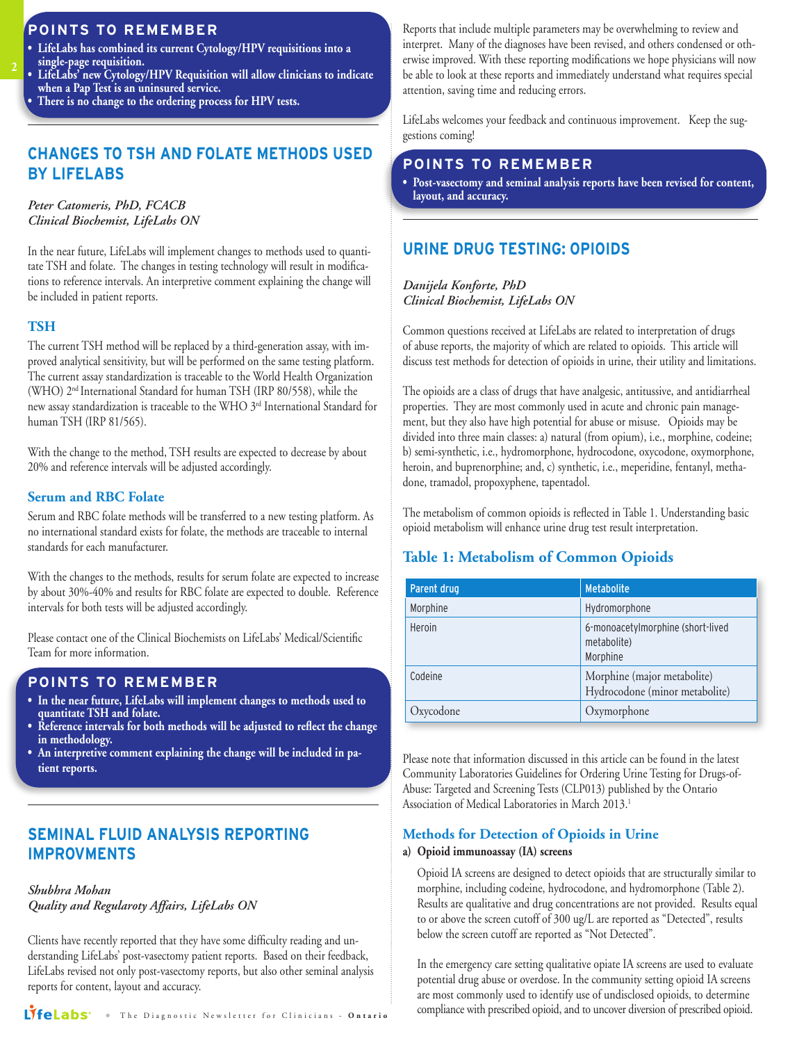## POINTS TO REMEMBER

- **LifeLabs has combined its current Cytology/HPV requisitions into a single-page requisition.**
- **LifeLabs' new Cytology/HPV Requisition will allow clinicians to indicate when a Pap Test is an uninsured service.**
- **There is no change to the ordering process for HPV tests.**

## CHANGES TO TSH AND FOLATE METHODS USED BY LIFELABS

*Peter Catomeris, PhD, FCACB*
*Clinical Biochemist, LifeLabs ON*

In the near future, LifeLabs will implement changes to methods used to quantitate TSH and folate. The changes in testing technology will result in modifications to reference intervals. An interpretive comment explaining the change will be included in patient reports.

### TSH

The current TSH method will be replaced by a third-generation assay, with improved analytical sensitivity, but will be performed on the same testing platform. The current assay standardization is traceable to the World Health Organization (WHO) 2nd International Standard for human TSH (IRP 80/558), while the new assay standardization is traceable to the WHO 3rd International Standard for human TSH (IRP 81/565).

With the change to the method, TSH results are expected to decrease by about 20% and reference intervals will be adjusted accordingly.

### Serum and RBC Folate

Serum and RBC folate methods will be transferred to a new testing platform. As no international standard exists for folate, the methods are traceable to internal standards for each manufacturer.

With the changes to the methods, results for serum folate are expected to increase by about 30%-40% and results for RBC folate are expected to double. Reference intervals for both tests will be adjusted accordingly.

Please contact one of the Clinical Biochemists on LifeLabs' Medical/Scientific Team for more information.

## POINTS TO REMEMBER

- **In the near future, LifeLabs will implement changes to methods used to quantitate TSH and folate.**
- **Reference intervals for both methods will be adjusted to reflect the change in methodology.**
- **An interpretive comment explaining the change will be included in patient reports.**

## SEMINAL FLUID ANALYSIS REPORTING IMPROVMENTS

*Shubhra Mohan*
*Quality and Regularoty Affairs, LifeLabs ON*

Clients have recently reported that they have some difficulty reading and understanding LifeLabs' post-vasectomy patient reports. Based on their feedback, LifeLabs revised not only post-vasectomy reports, but also other seminal analysis reports for content, layout and accuracy.

Reports that include multiple parameters may be overwhelming to review and interpret. Many of the diagnoses have been revised, and others condensed or otherwise improved. With these reporting modifications we hope physicians will now be able to look at these reports and immediately understand what requires special attention, saving time and reducing errors.

LifeLabs welcomes your feedback and continuous improvement. Keep the suggestions coming!

## POINTS TO REMEMBER

- **Post-vasectomy and seminal analysis reports have been revised for content, layout, and accuracy.**

## URINE DRUG TESTING: OPIOIDS

*Danijela Konforte, PhD*
*Clinical Biochemist, LifeLabs ON*

Common questions received at LifeLabs are related to interpretation of drugs of abuse reports, the majority of which are related to opioids. This article will discuss test methods for detection of opioids in urine, their utility and limitations.

The opioids are a class of drugs that have analgesic, antitussive, and antidiarrheal properties. They are most commonly used in acute and chronic pain management, but they also have high potential for abuse or misuse. Opioids may be divided into three main classes: a) natural (from opium), i.e., morphine, codeine; b) semi-synthetic, i.e., hydromorphone, hydrocodone, oxycodone, oxymorphone, heroin, and buprenorphine; and, c) synthetic, i.e., meperidine, fentanyl, methadone, tramadol, propoxyphene, tapentadol.

The metabolism of common opioids is reflected in Table 1. Understanding basic opioid metabolism will enhance urine drug test result interpretation.

### Table 1: Metabolism of Common Opioids

| Parent drug | Metabolite |
|---|---|
| Morphine | Hydromorphone |
| Heroin | 6-monoacetylmorphine (short-lived metabolite)<br>Morphine |
| Codeine | Morphine (major metabolite)<br>Hydrocodone (minor metabolite) |
| Oxycodone | Oxymorphone |

Please note that information discussed in this article can be found in the latest Community Laboratories Guidelines for Ordering Urine Testing for Drugs-of-Abuse: Targeted and Screening Tests (CLP013) published by the Ontario Association of Medical Laboratories in March 2013.[1]

### Methods for Detection of Opioids in Urine

**a) Opioid immunoassay (IA) screens**

Opioid IA screens are designed to detect opioids that are structurally similar to morphine, including codeine, hydrocodone, and hydromorphone (Table 2). Results are qualitative and drug concentrations are not provided. Results equal to or above the screen cutoff of 300 ug/L are reported as "Detected", results below the screen cutoff are reported as "Not Detected".

In the emergency care setting qualitative opiate IA screens are used to evaluate potential drug abuse or overdose. In the community setting opioid IA screens are most commonly used to identify use of undisclosed opioids, to determine compliance with prescribed opioid, and to uncover diversion of prescribed opioid.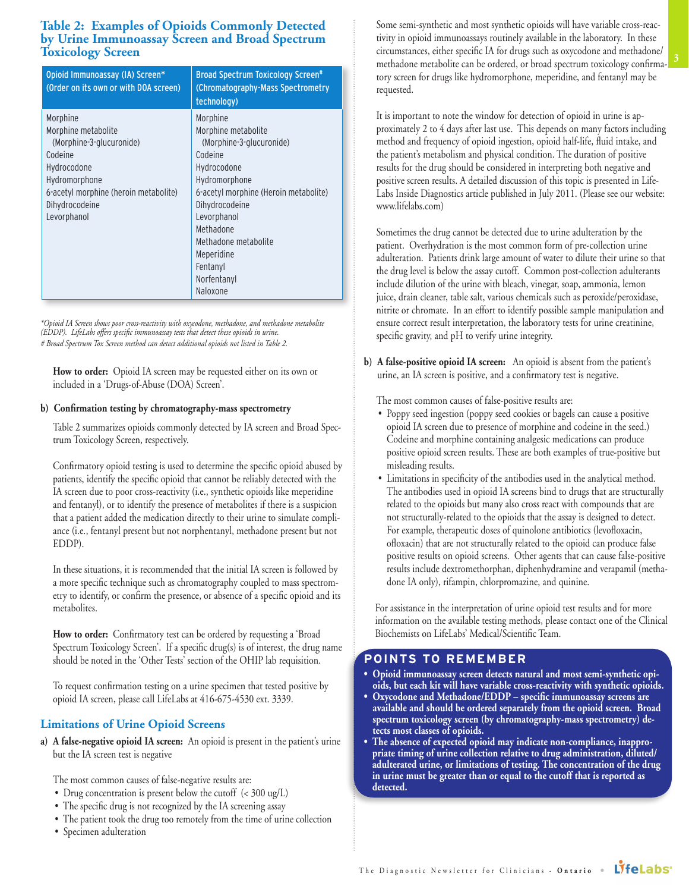### Table 2: Examples of Opioids Commonly Detected by Urine Immunoassay Screen and Broad Spectrum Toxicology Screen

| Opioid Immunoassay (IA) Screen* (Order on its own or with DOA screen) | Broad Spectrum Toxicology Screen# (Chromatography-Mass Spectrometry technology) |
|---|---|
| Morphine | Morphine |
| Morphine metabolite (Morphine-3-glucuronide) | Morphine metabolite (Morphine-3-glucuronide) |
| Codeine | Codeine |
| Hydrocodone | Hydrocodone |
| Hydromorphone | Hydromorphone |
| 6-acetyl morphine (heroin metabolite) | 6-acetyl morphine (Heroin metabolite) |
| Dihydrocodeine | Dihydrocodeine |
| Levorphanol | Levorphanol |
| | Methadone |
| | Methadone metabolite |
| | Meperidine |
| | Fentanyl |
| | Norfentanyl |
| | Naloxone |

*\*Opioid IA Screen shows poor cross-reactivity with oxycodone, methadone, and methadone metabolite (EDDP). LifeLabs offers specific immunoassay tests that detect these opioids in urine.*
*# Broad Spectrum Tox Screen method can detect additional opioids not listed in Table 2.*

**How to order:** Opioid IA screen may be requested either on its own or included in a 'Drugs-of-Abuse (DOA) Screen'.

**b) Confirmation testing by chromatography-mass spectrometry**

Table 2 summarizes opioids commonly detected by IA screen and Broad Spectrum Toxicology Screen, respectively.

Confirmatory opioid testing is used to determine the specific opioid abused by patients, identify the specific opioid that cannot be reliably detected with the IA screen due to poor cross-reactivity (i.e., synthetic opioids like meperidine and fentanyl), or to identify the presence of metabolites if there is a suspicion that a patient added the medication directly to their urine to simulate compliance (i.e., fentanyl present but not norphentanyl, methadone present but not EDDP).

In these situations, it is recommended that the initial IA screen is followed by a more specific technique such as chromatography coupled to mass spectrometry to identify, or confirm the presence, or absence of a specific opioid and its metabolites.

**How to order:** Confirmatory test can be ordered by requesting a 'Broad Spectrum Toxicology Screen'. If a specific drug(s) is of interest, the drug name should be noted in the 'Other Tests' section of the OHIP lab requisition.

To request confirmation testing on a urine specimen that tested positive by opioid IA screen, please call LifeLabs at 416-675-4530 ext. 3339.

## Limitations of Urine Opioid Screens

**a) A false-negative opioid IA screen:** An opioid is present in the patient's urine but the IA screen test is negative

The most common causes of false-negative results are:

- Drug concentration is present below the cutoff (< 300 ug/L)
- The specific drug is not recognized by the IA screening assay
- The patient took the drug too remotely from the time of urine collection
- Specimen adulteration

Some semi-synthetic and most synthetic opioids will have variable cross-reactivity in opioid immunoassays routinely available in the laboratory. In these circumstances, either specific IA for drugs such as oxycodone and methadone/methadone metabolite can be ordered, or broad spectrum toxicology confirmatory screen for drugs like hydromorphone, meperidine, and fentanyl may be requested.

It is important to note the window for detection of opioid in urine is approximately 2 to 4 days after last use. This depends on many factors including method and frequency of opioid ingestion, opioid half-life, fluid intake, and the patient's metabolism and physical condition. The duration of positive results for the drug should be considered in interpreting both negative and positive screen results. A detailed discussion of this topic is presented in LifeLabs Inside Diagnostics article published in July 2011. (Please see our website: www.lifelabs.com)

Sometimes the drug cannot be detected due to urine adulteration by the patient. Overhydration is the most common form of pre-collection urine adulteration. Patients drink large amount of water to dilute their urine so that the drug level is below the assay cutoff. Common post-collection adulterants include dilution of the urine with bleach, vinegar, soap, ammonia, lemon juice, drain cleaner, table salt, various chemicals such as peroxide/peroxidase, nitrite or chromate. In an effort to identify possible sample manipulation and ensure correct result interpretation, the laboratory tests for urine creatinine, specific gravity, and pH to verify urine integrity.

**b) A false-positive opioid IA screen:** An opioid is absent from the patient's urine, an IA screen is positive, and a confirmatory test is negative.

The most common causes of false-positive results are:

- Poppy seed ingestion (poppy seed cookies or bagels can cause a positive opioid IA screen due to presence of morphine and codeine in the seed.) Codeine and morphine containing analgesic medications can produce positive opioid screen results. These are both examples of true-positive but misleading results.
- Limitations in specificity of the antibodies used in the analytical method. The antibodies used in opioid IA screens bind to drugs that are structurally related to the opioids but many also cross react with compounds that are not structurally-related to the opioids that the assay is designed to detect. For example, therapeutic doses of quinolone antibiotics (levofloxacin, ofloxacin) that are not structurally related to the opioid can produce false positive results on opioid screens. Other agents that can cause false-positive results include dextromethorphan, diphenhydramine and verapamil (methadone IA only), rifampin, chlorpromazine, and quinine.

For assistance in the interpretation of urine opioid test results and for more information on the available testing methods, please contact one of the Clinical Biochemists on LifeLabs' Medical/Scientific Team.

## POINTS TO REMEMBER

- **Opioid immunoassay screen detects natural and most semi-synthetic opioids, but each kit will have variable cross-reactivity with synthetic opioids.**
- **Oxycodone and Methadone/EDDP – specific immunoassay screens are available and should be ordered separately from the opioid screen. Broad spectrum toxicology screen (by chromatography-mass spectrometry) detects most classes of opioids.**
- **The absence of expected opioid may indicate non-compliance, inappropriate timing of urine collection relative to drug administration, diluted/adulterated urine, or limitations of testing. The concentration of the drug in urine must be greater than or equal to the cutoff that is reported as detected.**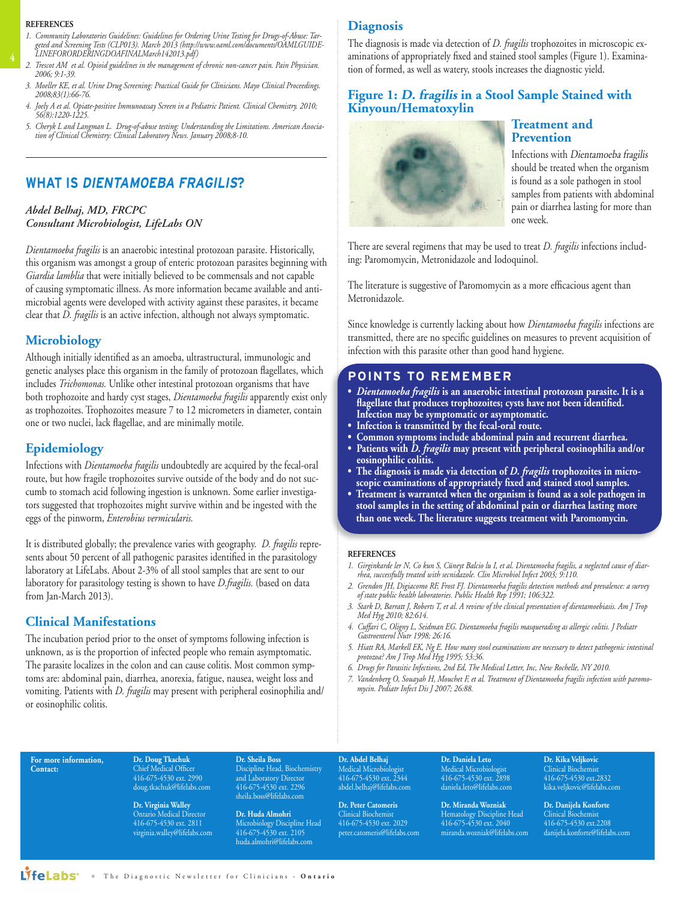**REFERENCES**

1. Community Laboratories Guidelines: Guidelines for Ordering Urine Testing for Drugs-of-Abuse: Targeted and Screening Tests (CLP013). March 2013 (http://www.oaml.com/documents/OAMLGUIDELINEFORORDERINGDOAFINALMarch142013.pdf)
2. Trescot AM et al. Opioid guidelines in the management of chronic non-cancer pain. Pain Physician. 2006; 9:1-39.
3. Moeller KE, et al. Urine Drug Screening: Practical Guide for Clinicians. Mayo Clinical Proceedings. 2008;83(1):66-76.
4. Joely A et al. Opiate-positive Immunoassay Screen in a Pediatric Patient. Clinical Chemistry. 2010; 56(8):1220-1225.
5. Cheryk L and Langman L. Drug-of-abuse testing: Understanding the Limitations. American Association of Clinical Chemistry: Clinical Laboratory News. January 2008;8-10.

## WHAT IS *DIENTAMOEBA FRAGILIS*?

*Abdel Belhaj, MD, FRCPC*
*Consultant Microbiologist, LifeLabs ON*

*Dientamoeba fragilis* is an anaerobic intestinal protozoan parasite. Historically, this organism was amongst a group of enteric protozoan parasites beginning with *Giardia lamblia* that were initially believed to be commensals and not capable of causing symptomatic illness. As more information became available and antimicrobial agents were developed with activity against these parasites, it became clear that *D. fragilis* is an active infection, although not always symptomatic.

### Microbiology

Although initially identified as an amoeba, ultrastructural, immunologic and genetic analyses place this organism in the family of protozoan flagellates, which includes *Trichomonas.* Unlike other intestinal protozoan organisms that have both trophozoite and hardy cyst stages, *Dientamoeba fragilis* apparently exist only as trophozoites. Trophozoites measure 7 to 12 micrometers in diameter, contain one or two nuclei, lack flagellae, and are minimally motile.

### Epidemiology

Infections with *Dientamoeba fragilis* undoubtedly are acquired by the fecal-oral route, but how fragile trophozoites survive outside of the body and do not succumb to stomach acid following ingestion is unknown. Some earlier investigators suggested that trophozoites might survive within and be ingested with the eggs of the pinworm, *Enterobius vermicularis.*

It is distributed globally; the prevalence varies with geography. *D. fragilis* represents about 50 percent of all pathogenic parasites identified in the parasitology laboratory at LifeLabs. About 2-3% of all stool samples that are sent to our laboratory for parasitology testing is shown to have *D.fragilis.* (based on data from Jan-March 2013).

### Clinical Manifestations

The incubation period prior to the onset of symptoms following infection is unknown, as is the proportion of infected people who remain asymptomatic. The parasite localizes in the colon and can cause colitis. Most common symptoms are: abdominal pain, diarrhea, anorexia, fatigue, nausea, weight loss and vomiting. Patients with *D. fragilis* may present with peripheral eosinophilia and/or eosinophilic colitis.

### Diagnosis

The diagnosis is made via detection of *D. fragilis* trophozoites in microscopic examinations of appropriately fixed and stained stool samples (Figure 1). Examination of formed, as well as watery, stools increases the diagnostic yield.

### Figure 1: *D. fragilis* in a Stool Sample Stained with Kinyoun/Hematoxylin

### Treatment and Prevention

Infections with *Dientamoeba fragilis* should be treated when the organism is found as a sole pathogen in stool samples from patients with abdominal pain or diarrhea lasting for more than one week.

There are several regimens that may be used to treat *D. fragilis* infections including: Paromomycin, Metronidazole and Iodoquinol.

The literature is suggestive of Paromomycin as a more efficacious agent than Metronidazole.

Since knowledge is currently lacking about how *Dientamoeba fragilis* infections are transmitted, there are no specific guidelines on measures to prevent acquisition of infection with this parasite other than good hand hygiene.

### POINTS TO REMEMBER

- ***Dientamoeba fragilis* is an anaerobic intestinal protozoan parasite. It is a flagellate that produces trophozoites; cysts have not been identified. Infection may be symptomatic or asymptomatic.**
- **Infection is transmitted by the fecal-oral route.**
- **Common symptoms include abdominal pain and recurrent diarrhea.**
- **Patients with *D. fragilis* may present with peripheral eosinophilia and/or eosinophilic colitis.**
- **The diagnosis is made via detection of *D. fragilis* trophozoites in microscopic examinations of appropriately fixed and stained stool samples.**
- **Treatment is warranted when the organism is found as a sole pathogen in stool samples in the setting of abdominal pain or diarrhea lasting more than one week. The literature suggests treatment with Paromomycin.**

**REFERENCES**

1. Girginkarde ler N, Co kun S, Cüneyt Balcio lu I, et al. Dientamoeba fragilis, a neglected cause of diarrhea, successfully treated with secnidazole. Clin Microbiol Infect 2003; 9:110.
2. Grendon JH, Digiacomo RF, Frost FJ. Dientamoeba fragilis detection methods and prevalence: a survey of state public health laboratories. Public Health Rep 1991; 106:322.
3. Stark D, Barratt J, Roberts T, et al. A review of the clinical presentation of dientamoebiasis. Am J Trop Med Hyg 2010; 82:614.
4. Cuffari C, Oligny L, Seidman EG. Dientamoeba fragilis masquerading as allergic colitis. J Pediatr Gastroenterol Nutr 1998; 26:16.
5. Hiatt RA, Markell EK, Ng E. How many stool examinations are necessary to detect pathogenic intestinal protozoa? Am J Trop Med Hyg 1995; 53:36.
6. Drugs for Parasitic Infections, 2nd Ed, The Medical Letter, Inc, New Rochelle, NY 2010.
7. Vandenberg O, Souayah H, Mouchet F, et al. Treatment of Dientamoeba fragilis infection with paromomycin. Pediatr Infect Dis J 2007; 26:88.

**For more information, Contact:**

**Dr. Doug Tkachuk**
Chief Medical Officer
416-675-4530 ext. 2990
doug.tkachuk@lifelabs.com

**Dr. Virginia Walley**
Ontario Medical Director
416-675-4530 ext. 2811
virginia.walley@lifelabs.com

**Dr. Sheila Boss**
Discipline Head, Biochemistry and Laboratory Director
416-675-4530 ext. 2296
sheila.boss@lifelabs.com

**Dr. Huda Almohri**
Microbiology Discipline Head
416-675-4530 ext. 2105
huda.almohri@lifelabs.com

**Dr. Abdel Belhaj**
Medical Microbiologist
416-675-4530 ext. 2344
abdel.belhaj@lifelabs.com

**Dr. Peter Catomeris**
Clinical Biochemist
416-675-4530 ext. 2029
peter.catomeris@lifelabs.com

**Dr. Daniela Leto**
Medical Microbiologist
416-675-4530 ext. 2898
daniela.leto@lifelabs.com

**Dr. Miranda Wozniak**
Hematology Discipline Head
416-675-4530 ext. 2040
miranda.wozniak@lifelabs.com

**Dr. Kika Veljkovic**
Clinical Biochemist
416-675-4530 ext.2832
kika.veljkovic@lifelabs.com

**Dr. Danijela Konforte**
Clinical Biochemist
416-675-4530 ext.2208
danijela.konforte@lifelabs.com